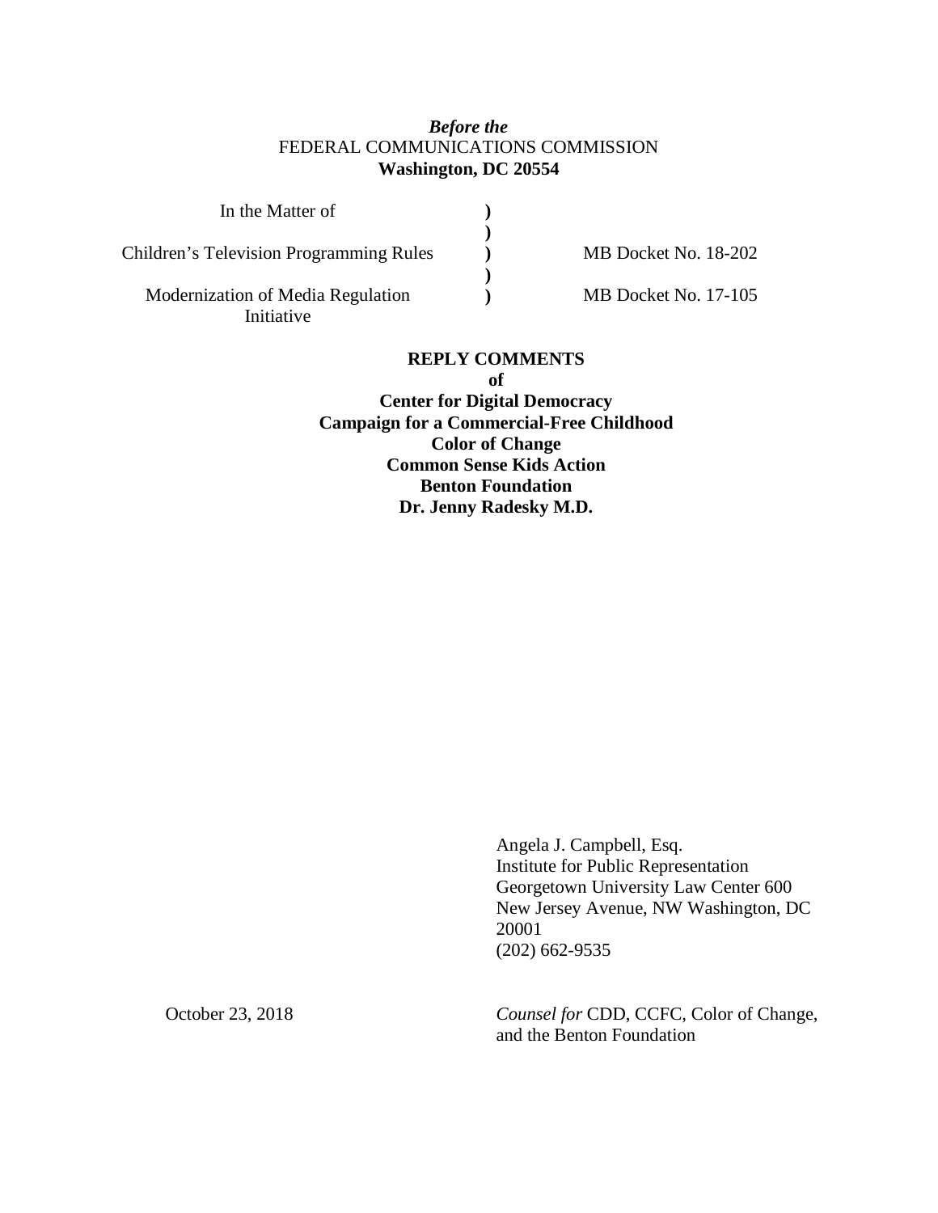*Before the*
FEDERAL COMMUNICATIONS COMMISSION
**Washington, DC 20554**

| | | |
|---|---|---|
| In the Matter of | ) | |
| | ) | |
| Children's Television Programming Rules | ) | MB Docket No. 18-202 |
| | ) | |
| Modernization of Media Regulation Initiative | ) | MB Docket No. 17-105 |

**REPLY COMMENTS**
**of**
**Center for Digital Democracy**
**Campaign for a Commercial-Free Childhood**
**Color of Change**
**Common Sense Kids Action**
**Benton Foundation**
**Dr. Jenny Radesky M.D.**

Angela J. Campbell, Esq.
Institute for Public Representation
Georgetown University Law Center 600
New Jersey Avenue, NW Washington, DC
20001
(202) 662-9535

October 23, 2018

*Counsel for* CDD, CCFC, Color of Change, and the Benton Foundation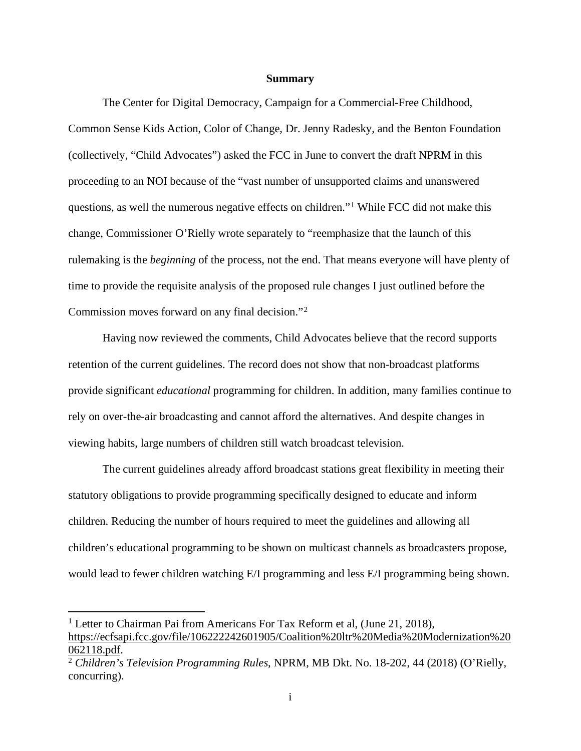**Summary**

The Center for Digital Democracy, Campaign for a Commercial-Free Childhood, Common Sense Kids Action, Color of Change, Dr. Jenny Radesky, and the Benton Foundation (collectively, "Child Advocates") asked the FCC in June to convert the draft NPRM in this proceeding to an NOI because of the "vast number of unsupported claims and unanswered questions, as well the numerous negative effects on children."[1] While FCC did not make this change, Commissioner O'Rielly wrote separately to "reemphasize that the launch of this rulemaking is the *beginning* of the process, not the end. That means everyone will have plenty of time to provide the requisite analysis of the proposed rule changes I just outlined before the Commission moves forward on any final decision."[2]

Having now reviewed the comments, Child Advocates believe that the record supports retention of the current guidelines. The record does not show that non-broadcast platforms provide significant *educational* programming for children. In addition, many families continue to rely on over-the-air broadcasting and cannot afford the alternatives. And despite changes in viewing habits, large numbers of children still watch broadcast television.

The current guidelines already afford broadcast stations great flexibility in meeting their statutory obligations to provide programming specifically designed to educate and inform children. Reducing the number of hours required to meet the guidelines and allowing all children's educational programming to be shown on multicast channels as broadcasters propose, would lead to fewer children watching E/I programming and less E/I programming being shown.

---

[1] Letter to Chairman Pai from Americans For Tax Reform et al, (June 21, 2018), https://ecfsapi.fcc.gov/file/106222242601905/Coalition%20ltr%20Media%20Modernization%20062118.pdf.

[2] *Children's Television Programming Rules*, NPRM, MB Dkt. No. 18-202, 44 (2018) (O'Rielly, concurring).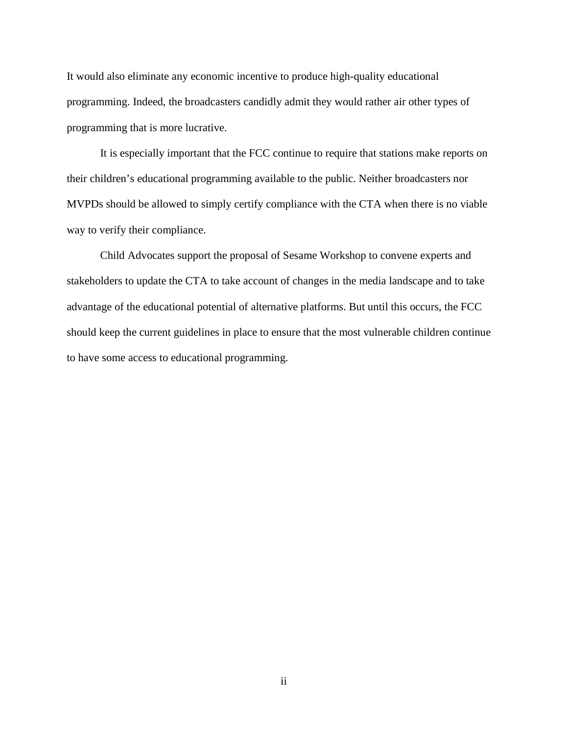It would also eliminate any economic incentive to produce high-quality educational programming. Indeed, the broadcasters candidly admit they would rather air other types of programming that is more lucrative.

It is especially important that the FCC continue to require that stations make reports on their children's educational programming available to the public. Neither broadcasters nor MVPDs should be allowed to simply certify compliance with the CTA when there is no viable way to verify their compliance.

Child Advocates support the proposal of Sesame Workshop to convene experts and stakeholders to update the CTA to take account of changes in the media landscape and to take advantage of the educational potential of alternative platforms. But until this occurs, the FCC should keep the current guidelines in place to ensure that the most vulnerable children continue to have some access to educational programming.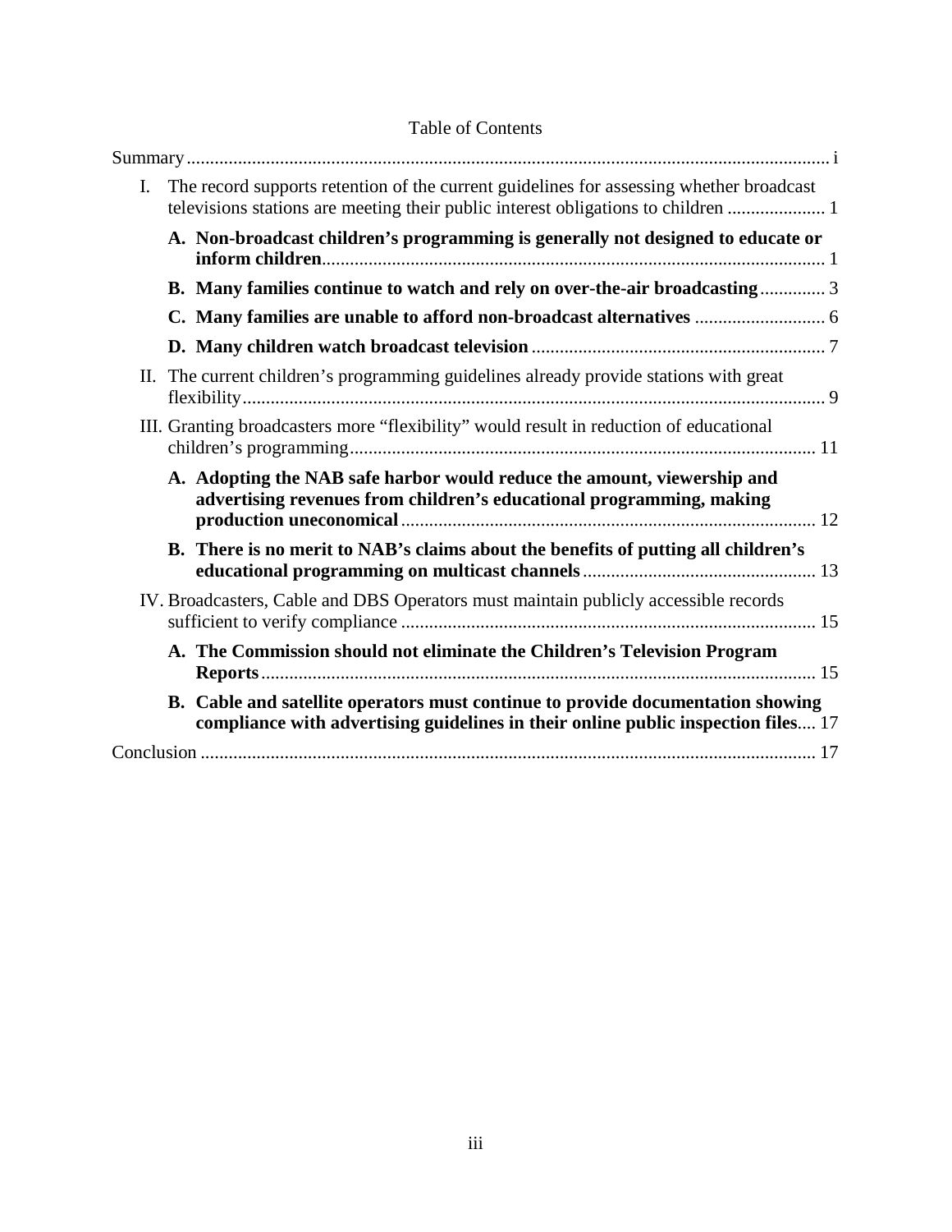Table of Contents

Summary ........................................................................................................................................ i

I. The record supports retention of the current guidelines for assessing whether broadcast televisions stations are meeting their public interest obligations to children ..................... 1

   **A. Non-broadcast children's programming is generally not designed to educate or inform children**........................................................................................................... 1

   **B. Many families continue to watch and rely on over-the-air broadcasting**.............. 3

   **C. Many families are unable to afford non-broadcast alternatives** ............................ 6

   **D. Many children watch broadcast television**.............................................................. 7

II. The current children's programming guidelines already provide stations with great flexibility............................................................................................................................ 9

III. Granting broadcasters more "flexibility" would result in reduction of educational children's programming.................................................................................................. 11

   **A. Adopting the NAB safe harbor would reduce the amount, viewership and advertising revenues from children's educational programming, making production uneconomical**........................................................................................ 12

   **B. There is no merit to NAB's claims about the benefits of putting all children's educational programming on multicast channels**.................................................. 13

IV. Broadcasters, Cable and DBS Operators must maintain publicly accessible records sufficient to verify compliance ........................................................................................ 15

   **A. The Commission should not eliminate the Children's Television Program Reports**...................................................................................................................... 15

   **B. Cable and satellite operators must continue to provide documentation showing compliance with advertising guidelines in their online public inspection files**.... 17

Conclusion .................................................................................................................................. 17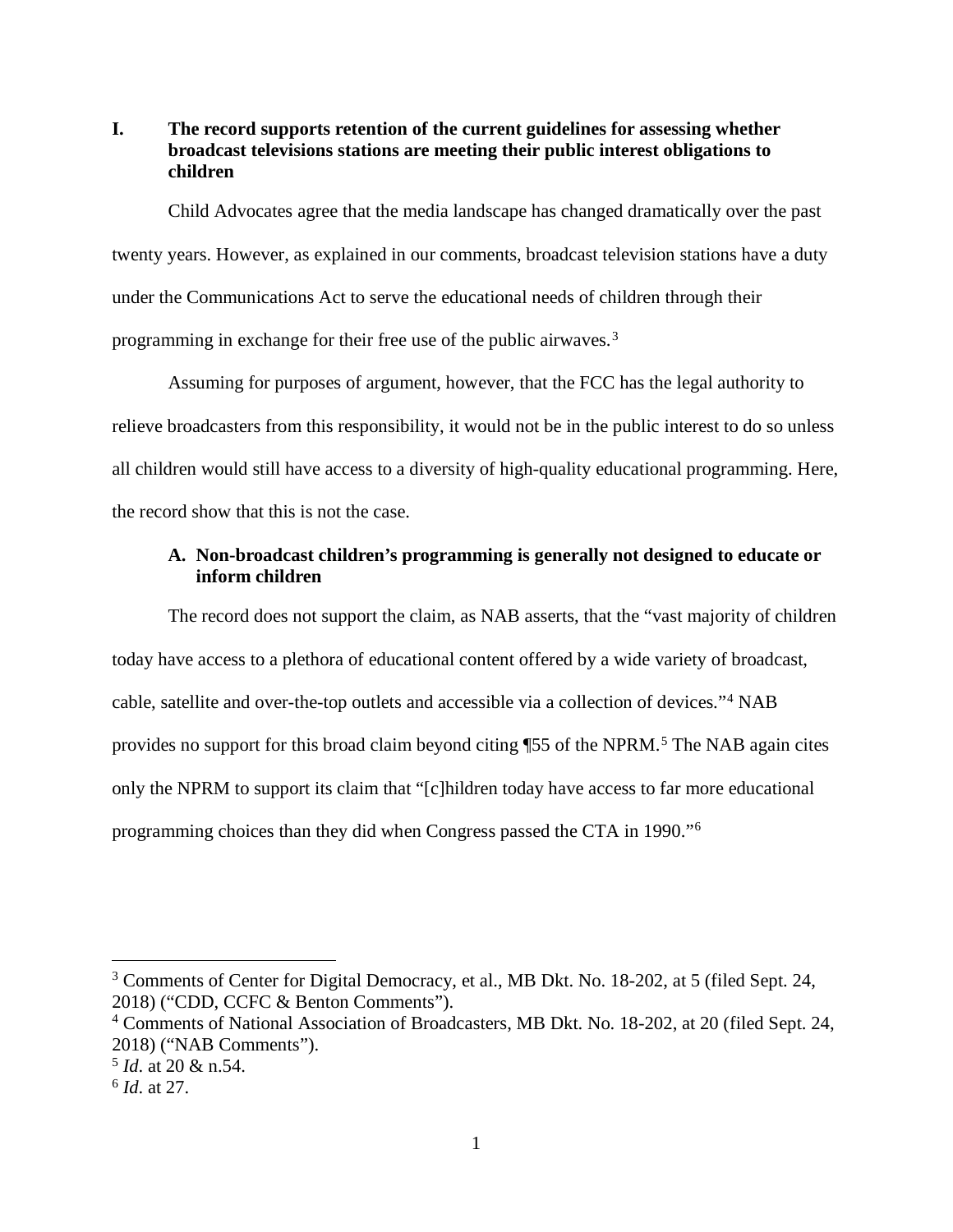## I. The record supports retention of the current guidelines for assessing whether broadcast televisions stations are meeting their public interest obligations to children

Child Advocates agree that the media landscape has changed dramatically over the past twenty years. However, as explained in our comments, broadcast television stations have a duty under the Communications Act to serve the educational needs of children through their programming in exchange for their free use of the public airwaves.[3]

Assuming for purposes of argument, however, that the FCC has the legal authority to relieve broadcasters from this responsibility, it would not be in the public interest to do so unless all children would still have access to a diversity of high-quality educational programming. Here, the record show that this is not the case.

### A. Non-broadcast children's programming is generally not designed to educate or inform children

The record does not support the claim, as NAB asserts, that the "vast majority of children today have access to a plethora of educational content offered by a wide variety of broadcast, cable, satellite and over-the-top outlets and accessible via a collection of devices."[4] NAB provides no support for this broad claim beyond citing ¶55 of the NPRM.[5] The NAB again cites only the NPRM to support its claim that "[c]hildren today have access to far more educational programming choices than they did when Congress passed the CTA in 1990."[6]

---

[3] Comments of Center for Digital Democracy, et al., MB Dkt. No. 18-202, at 5 (filed Sept. 24, 2018) ("CDD, CCFC & Benton Comments").

[4] Comments of National Association of Broadcasters, MB Dkt. No. 18-202, at 20 (filed Sept. 24, 2018) ("NAB Comments").

[5] *Id*. at 20 & n.54.

[6] *Id*. at 27.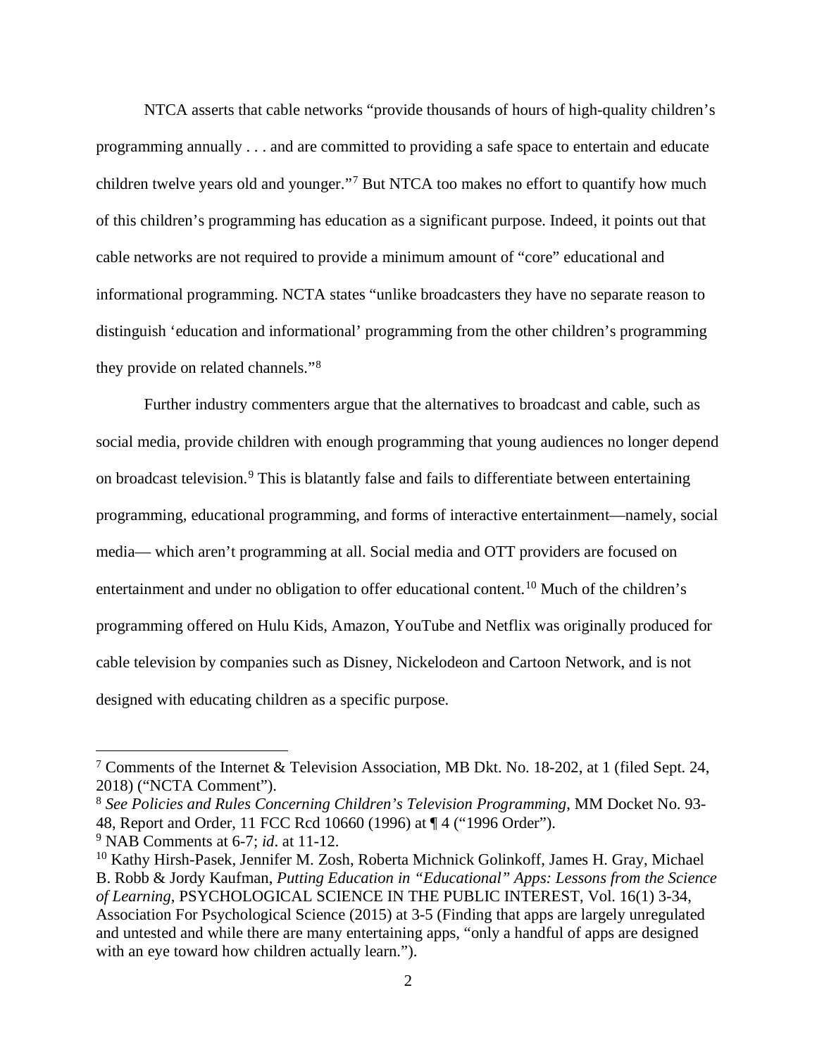NTCA asserts that cable networks "provide thousands of hours of high-quality children's programming annually . . . and are committed to providing a safe space to entertain and educate children twelve years old and younger."[7] But NTCA too makes no effort to quantify how much of this children's programming has education as a significant purpose. Indeed, it points out that cable networks are not required to provide a minimum amount of "core" educational and informational programming. NCTA states "unlike broadcasters they have no separate reason to distinguish 'education and informational' programming from the other children's programming they provide on related channels."[8]

Further industry commenters argue that the alternatives to broadcast and cable, such as social media, provide children with enough programming that young audiences no longer depend on broadcast television.[9] This is blatantly false and fails to differentiate between entertaining programming, educational programming, and forms of interactive entertainment—namely, social media— which aren't programming at all. Social media and OTT providers are focused on entertainment and under no obligation to offer educational content.[10] Much of the children's programming offered on Hulu Kids, Amazon, YouTube and Netflix was originally produced for cable television by companies such as Disney, Nickelodeon and Cartoon Network, and is not designed with educating children as a specific purpose.

---

[7] Comments of the Internet & Television Association, MB Dkt. No. 18-202, at 1 (filed Sept. 24, 2018) ("NCTA Comment").

[8] *See Policies and Rules Concerning Children's Television Programming*, MM Docket No. 93-48, Report and Order, 11 FCC Rcd 10660 (1996) at ¶ 4 ("1996 Order").

[9] NAB Comments at 6-7; *id*. at 11-12.

[10] Kathy Hirsh-Pasek, Jennifer M. Zosh, Roberta Michnick Golinkoff, James H. Gray, Michael B. Robb & Jordy Kaufman, *Putting Education in "Educational" Apps: Lessons from the Science of Learning*, PSYCHOLOGICAL SCIENCE IN THE PUBLIC INTEREST, Vol. 16(1) 3-34, Association For Psychological Science (2015) at 3-5 (Finding that apps are largely unregulated and untested and while there are many entertaining apps, "only a handful of apps are designed with an eye toward how children actually learn.").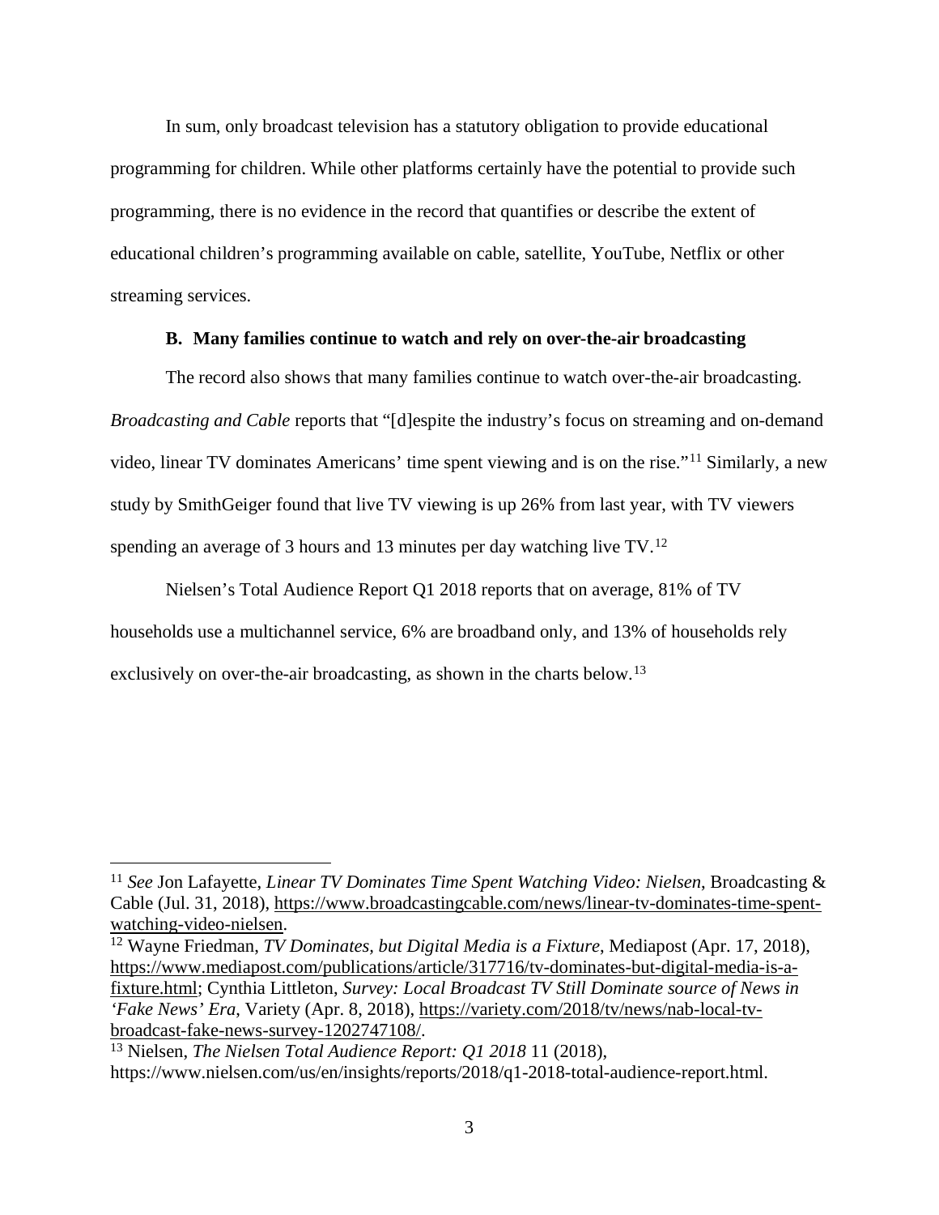In sum, only broadcast television has a statutory obligation to provide educational programming for children. While other platforms certainly have the potential to provide such programming, there is no evidence in the record that quantifies or describe the extent of educational children's programming available on cable, satellite, YouTube, Netflix or other streaming services.

### B. Many families continue to watch and rely on over-the-air broadcasting

The record also shows that many families continue to watch over-the-air broadcasting. *Broadcasting and Cable* reports that "[d]espite the industry's focus on streaming and on-demand video, linear TV dominates Americans' time spent viewing and is on the rise."[11] Similarly, a new study by SmithGeiger found that live TV viewing is up 26% from last year, with TV viewers spending an average of 3 hours and 13 minutes per day watching live TV.[12]

Nielsen's Total Audience Report Q1 2018 reports that on average, 81% of TV households use a multichannel service, 6% are broadband only, and 13% of households rely exclusively on over-the-air broadcasting, as shown in the charts below.[13]

---

[11] *See* Jon Lafayette, *Linear TV Dominates Time Spent Watching Video: Nielsen*, Broadcasting & Cable (Jul. 31, 2018), https://www.broadcastingcable.com/news/linear-tv-dominates-time-spent-watching-video-nielsen.

[12] Wayne Friedman, *TV Dominates, but Digital Media is a Fixture*, Mediapost (Apr. 17, 2018), https://www.mediapost.com/publications/article/317716/tv-dominates-but-digital-media-is-a-fixture.html; Cynthia Littleton, *Survey: Local Broadcast TV Still Dominate source of News in 'Fake News' Era*, Variety (Apr. 8, 2018), https://variety.com/2018/tv/news/nab-local-tv-broadcast-fake-news-survey-1202747108/.

[13] Nielsen, *The Nielsen Total Audience Report: Q1 2018* 11 (2018), https://www.nielsen.com/us/en/insights/reports/2018/q1-2018-total-audience-report.html.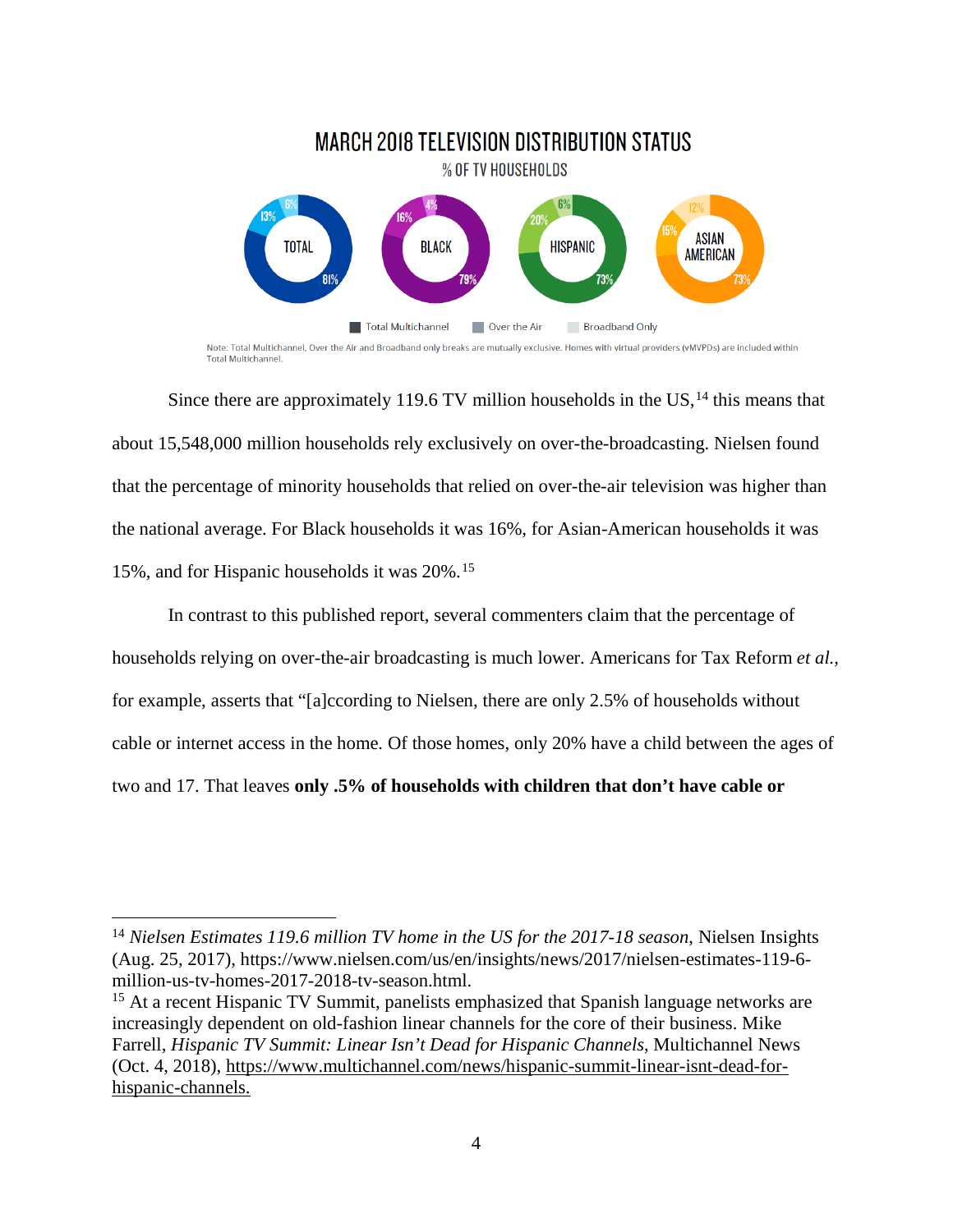## MARCH 2018 TELEVISION DISTRIBUTION STATUS

% OF TV HOUSEHOLDS

| | Total Multichannel | Over the Air | Broadband Only |
|---|---|---|---|
| TOTAL | 81% | 13% | 6% |
| BLACK | 79% | 16% | 4% |
| HISPANIC | 73% | 20% | 6% |
| ASIAN AMERICAN | 73% | 15% | 12% |

Note: Total Multichannel, Over the Air and Broadband only breaks are mutually exclusive. Homes with virtual providers (vMVPDs) are included within Total Multichannel.

Since there are approximately 119.6 TV million households in the US,[14] this means that about 15,548,000 million households rely exclusively on over-the-broadcasting. Nielsen found that the percentage of minority households that relied on over-the-air television was higher than the national average. For Black households it was 16%, for Asian-American households it was 15%, and for Hispanic households it was 20%.[15]

In contrast to this published report, several commenters claim that the percentage of households relying on over-the-air broadcasting is much lower. Americans for Tax Reform *et al.*, for example, asserts that "[a]ccording to Nielsen, there are only 2.5% of households without cable or internet access in the home. Of those homes, only 20% have a child between the ages of two and 17. That leaves **only .5% of households with children that don't have cable or**

---

[14] *Nielsen Estimates 119.6 million TV home in the US for the 2017-18 season*, Nielsen Insights (Aug. 25, 2017), https://www.nielsen.com/us/en/insights/news/2017/nielsen-estimates-119-6-million-us-tv-homes-2017-2018-tv-season.html.

[15] At a recent Hispanic TV Summit, panelists emphasized that Spanish language networks are increasingly dependent on old-fashion linear channels for the core of their business. Mike Farrell, *Hispanic TV Summit: Linear Isn't Dead for Hispanic Channels*, Multichannel News (Oct. 4, 2018), https://www.multichannel.com/news/hispanic-summit-linear-isnt-dead-for-hispanic-channels.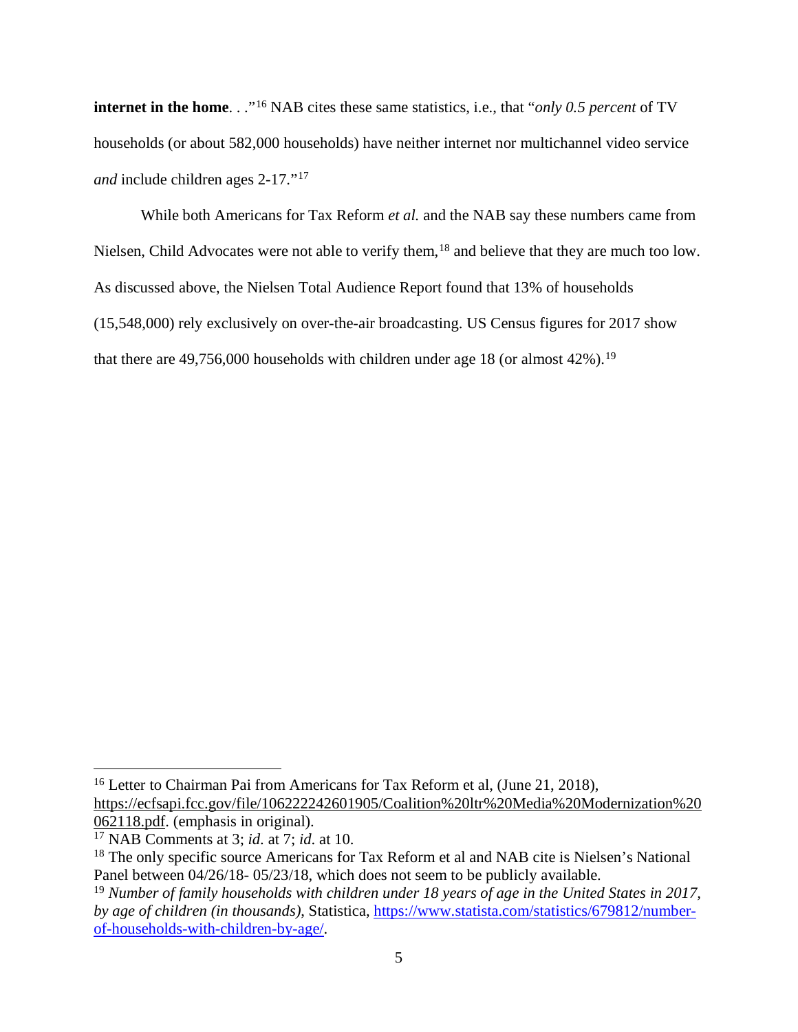**internet in the home**. . ."[16] NAB cites these same statistics, i.e., that "*only 0.5 percent* of TV households (or about 582,000 households) have neither internet nor multichannel video service *and* include children ages 2-17."[17]

While both Americans for Tax Reform *et al.* and the NAB say these numbers came from Nielsen, Child Advocates were not able to verify them,[18] and believe that they are much too low. As discussed above, the Nielsen Total Audience Report found that 13% of households (15,548,000) rely exclusively on over-the-air broadcasting. US Census figures for 2017 show that there are 49,756,000 households with children under age 18 (or almost 42%).[19]

---

[16] Letter to Chairman Pai from Americans for Tax Reform et al, (June 21, 2018), https://ecfsapi.fcc.gov/file/106222242601905/Coalition%20ltr%20Media%20Modernization%20062118.pdf. (emphasis in original).

[17] NAB Comments at 3; *id*. at 7; *id*. at 10.

[18] The only specific source Americans for Tax Reform et al and NAB cite is Nielsen's National Panel between 04/26/18- 05/23/18, which does not seem to be publicly available.

[19] *Number of family households with children under 18 years of age in the United States in 2017, by age of children (in thousands)*, Statistica, https://www.statista.com/statistics/679812/number-of-households-with-children-by-age/.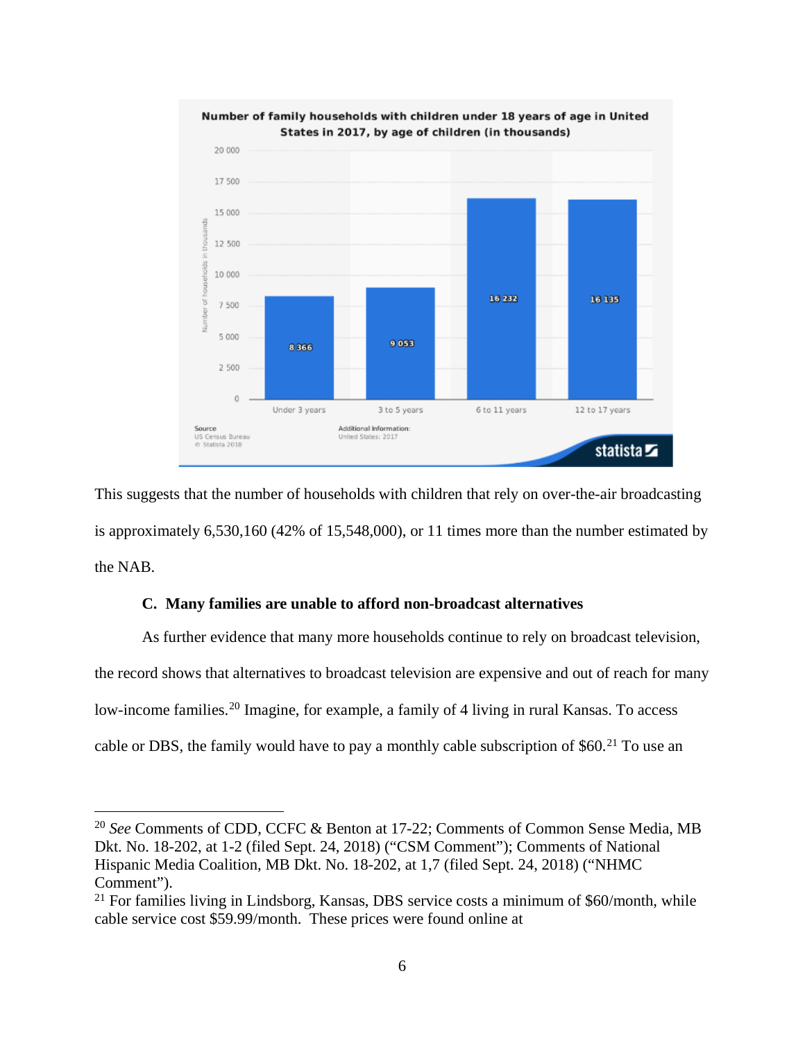**Number of family households with children under 18 years of age in United States in 2017, by age of children (in thousands)**

| Age of children | Number of households in thousands |
| --- | --- |
| Under 3 years | 8 366 |
| 3 to 5 years | 9 053 |
| 6 to 11 years | 16 232 |
| 12 to 17 years | 16 135 |

Source: US Census Bureau © Statista 2018

Additional Information: United States; 2017

This suggests that the number of households with children that rely on over-the-air broadcasting is approximately 6,530,160 (42% of 15,548,000), or 11 times more than the number estimated by the NAB.

### C. Many families are unable to afford non-broadcast alternatives

As further evidence that many more households continue to rely on broadcast television, the record shows that alternatives to broadcast television are expensive and out of reach for many low-income families.[20] Imagine, for example, a family of 4 living in rural Kansas. To access cable or DBS, the family would have to pay a monthly cable subscription of $60.[21] To use an

---

[20] *See* Comments of CDD, CCFC & Benton at 17-22; Comments of Common Sense Media, MB Dkt. No. 18-202, at 1-2 (filed Sept. 24, 2018) ("CSM Comment"); Comments of National Hispanic Media Coalition, MB Dkt. No. 18-202, at 1,7 (filed Sept. 24, 2018) ("NHMC Comment").

[21] For families living in Lindsborg, Kansas, DBS service costs a minimum of $60/month, while cable service cost $59.99/month. These prices were found online at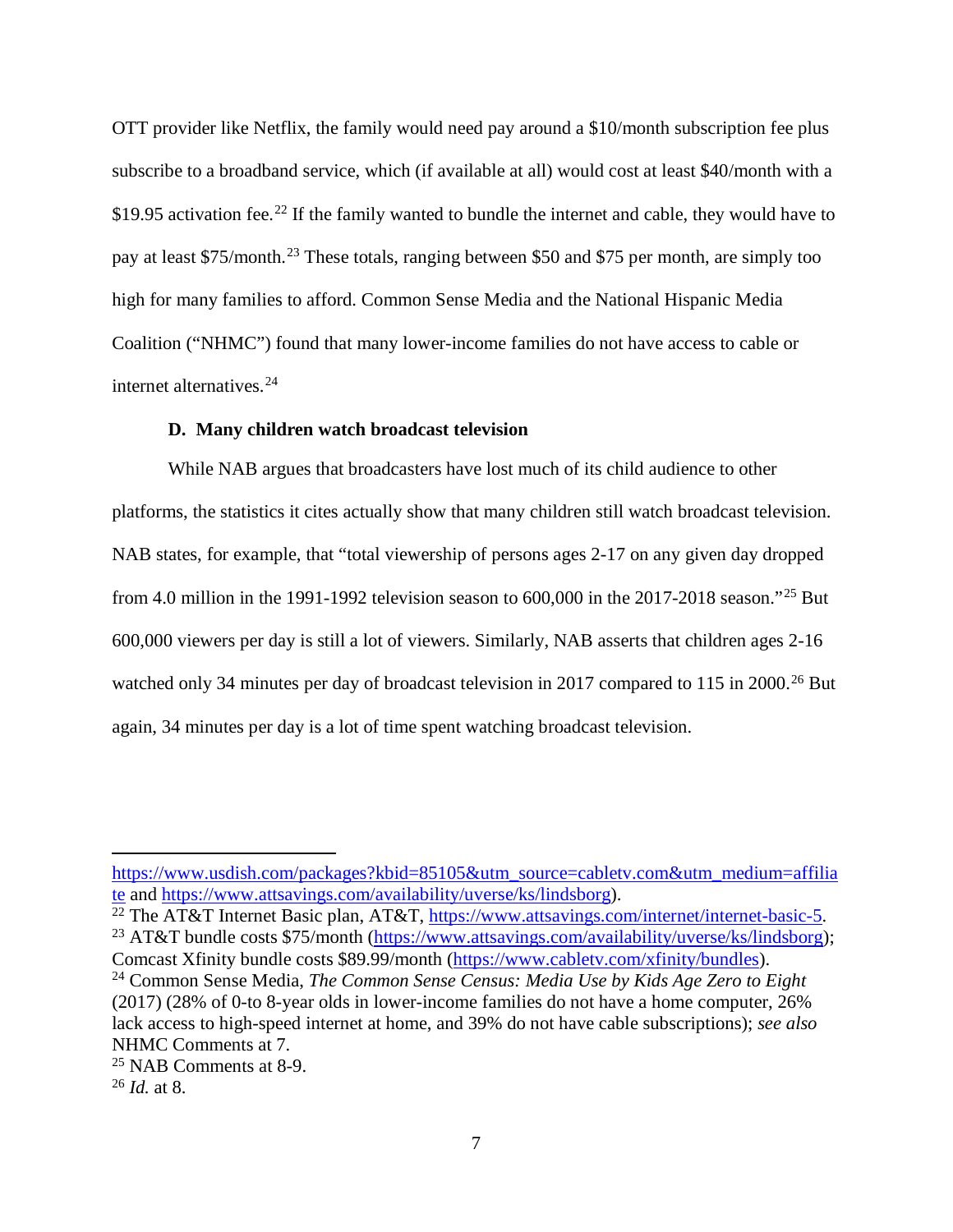OTT provider like Netflix, the family would need pay around a $10/month subscription fee plus subscribe to a broadband service, which (if available at all) would cost at least $40/month with a $19.95 activation fee.[22] If the family wanted to bundle the internet and cable, they would have to pay at least $75/month.[23] These totals, ranging between $50 and $75 per month, are simply too high for many families to afford. Common Sense Media and the National Hispanic Media Coalition ("NHMC") found that many lower-income families do not have access to cable or internet alternatives.[24]

### D. Many children watch broadcast television

While NAB argues that broadcasters have lost much of its child audience to other platforms, the statistics it cites actually show that many children still watch broadcast television. NAB states, for example, that "total viewership of persons ages 2-17 on any given day dropped from 4.0 million in the 1991-1992 television season to 600,000 in the 2017-2018 season."[25] But 600,000 viewers per day is still a lot of viewers. Similarly, NAB asserts that children ages 2-16 watched only 34 minutes per day of broadcast television in 2017 compared to 115 in 2000.[26] But again, 34 minutes per day is a lot of time spent watching broadcast television.

---

https://www.usdish.com/packages?kbid=85105&utm_source=cabletv.com&utm_medium=affiliate and https://www.attsavings.com/availability/uverse/ks/lindsborg).

[22] The AT&T Internet Basic plan, AT&T, https://www.attsavings.com/internet/internet-basic-5.

[23] AT&T bundle costs $75/month (https://www.attsavings.com/availability/uverse/ks/lindsborg); Comcast Xfinity bundle costs $89.99/month (https://www.cabletv.com/xfinity/bundles).

[24] Common Sense Media, *The Common Sense Census: Media Use by Kids Age Zero to Eight* (2017) (28% of 0-to 8-year olds in lower-income families do not have a home computer, 26% lack access to high-speed internet at home, and 39% do not have cable subscriptions); *see also* NHMC Comments at 7.

[25] NAB Comments at 8-9.

[26] *Id.* at 8.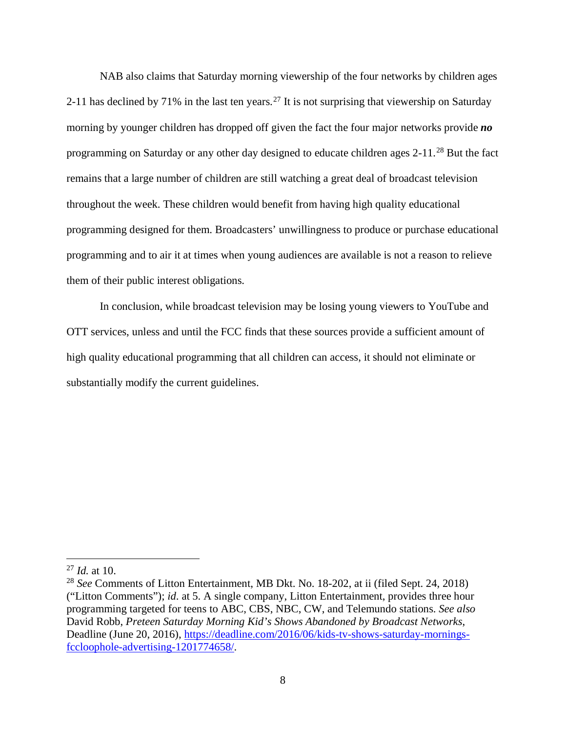NAB also claims that Saturday morning viewership of the four networks by children ages 2-11 has declined by 71% in the last ten years.[27] It is not surprising that viewership on Saturday morning by younger children has dropped off given the fact the four major networks provide ***no*** programming on Saturday or any other day designed to educate children ages 2-11.[28] But the fact remains that a large number of children are still watching a great deal of broadcast television throughout the week. These children would benefit from having high quality educational programming designed for them. Broadcasters' unwillingness to produce or purchase educational programming and to air it at times when young audiences are available is not a reason to relieve them of their public interest obligations.

In conclusion, while broadcast television may be losing young viewers to YouTube and OTT services, unless and until the FCC finds that these sources provide a sufficient amount of high quality educational programming that all children can access, it should not eliminate or substantially modify the current guidelines.

---

[27] *Id.* at 10.

[28] *See* Comments of Litton Entertainment, MB Dkt. No. 18-202, at ii (filed Sept. 24, 2018) ("Litton Comments"); *id.* at 5. A single company, Litton Entertainment, provides three hour programming targeted for teens to ABC, CBS, NBC, CW, and Telemundo stations. *See also* David Robb, *Preteen Saturday Morning Kid's Shows Abandoned by Broadcast Networks*, Deadline (June 20, 2016), [https://deadline.com/2016/06/kids-tv-shows-saturday-mornings-fccloophole-advertising-1201774658/](https://deadline.com/2016/06/kids-tv-shows-saturday-mornings-fccloophole-advertising-1201774658/).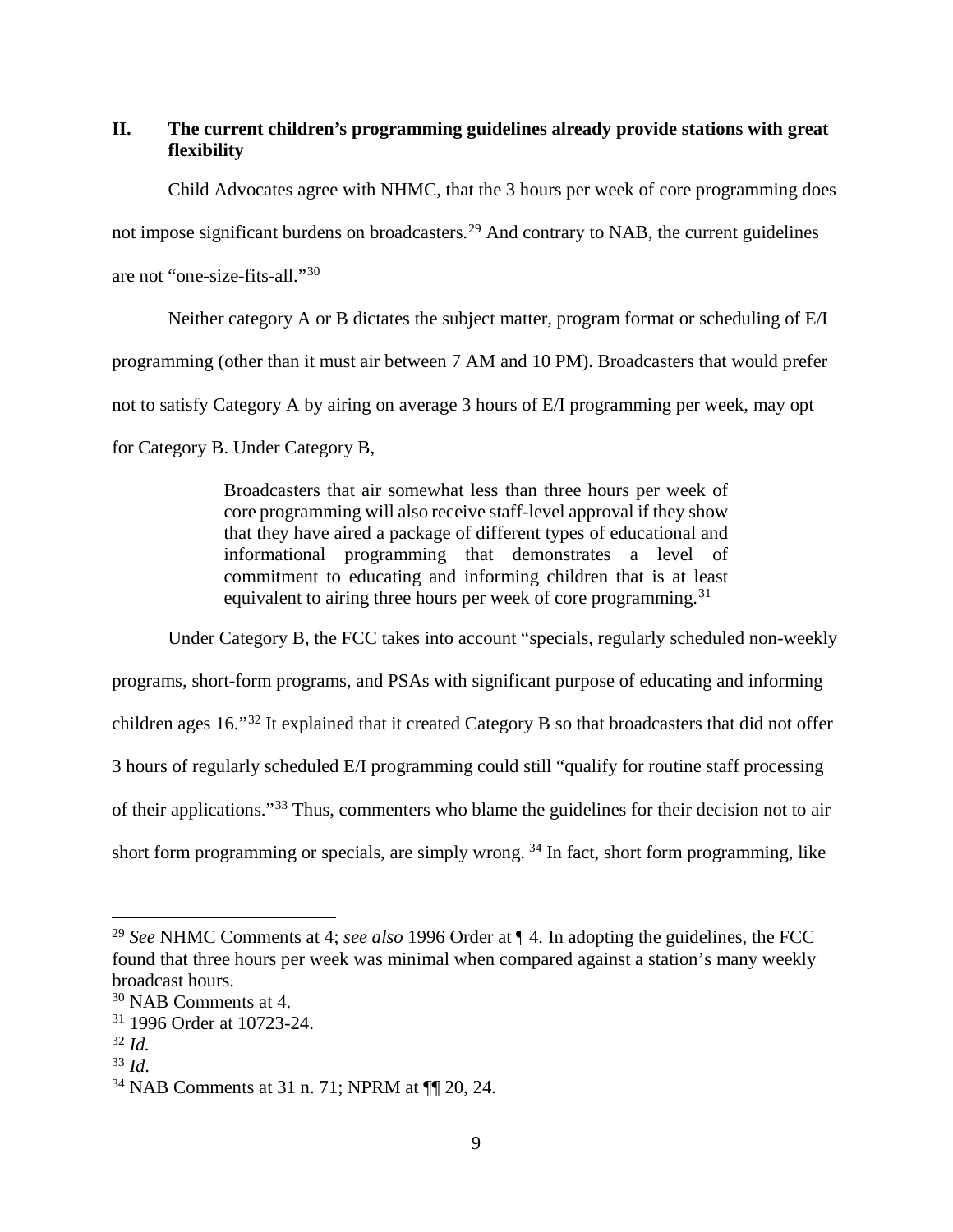## II. The current children's programming guidelines already provide stations with great flexibility

Child Advocates agree with NHMC, that the 3 hours per week of core programming does not impose significant burdens on broadcasters.[29] And contrary to NAB, the current guidelines are not "one-size-fits-all."[30]

Neither category A or B dictates the subject matter, program format or scheduling of E/I programming (other than it must air between 7 AM and 10 PM). Broadcasters that would prefer not to satisfy Category A by airing on average 3 hours of E/I programming per week, may opt for Category B. Under Category B,

> Broadcasters that air somewhat less than three hours per week of core programming will also receive staff-level approval if they show that they have aired a package of different types of educational and informational programming that demonstrates a level of commitment to educating and informing children that is at least equivalent to airing three hours per week of core programming.[31]

Under Category B, the FCC takes into account "specials, regularly scheduled non-weekly programs, short-form programs, and PSAs with significant purpose of educating and informing children ages 16."[32] It explained that it created Category B so that broadcasters that did not offer 3 hours of regularly scheduled E/I programming could still "qualify for routine staff processing of their applications."[33] Thus, commenters who blame the guidelines for their decision not to air short form programming or specials, are simply wrong. [34] In fact, short form programming, like

---

[29] *See* NHMC Comments at 4; *see also* 1996 Order at ¶ 4. In adopting the guidelines, the FCC found that three hours per week was minimal when compared against a station's many weekly broadcast hours.

[30] NAB Comments at 4.

[31] 1996 Order at 10723-24.

[32] *Id.*

[33] *Id*.

[34] NAB Comments at 31 n. 71; NPRM at ¶¶ 20, 24.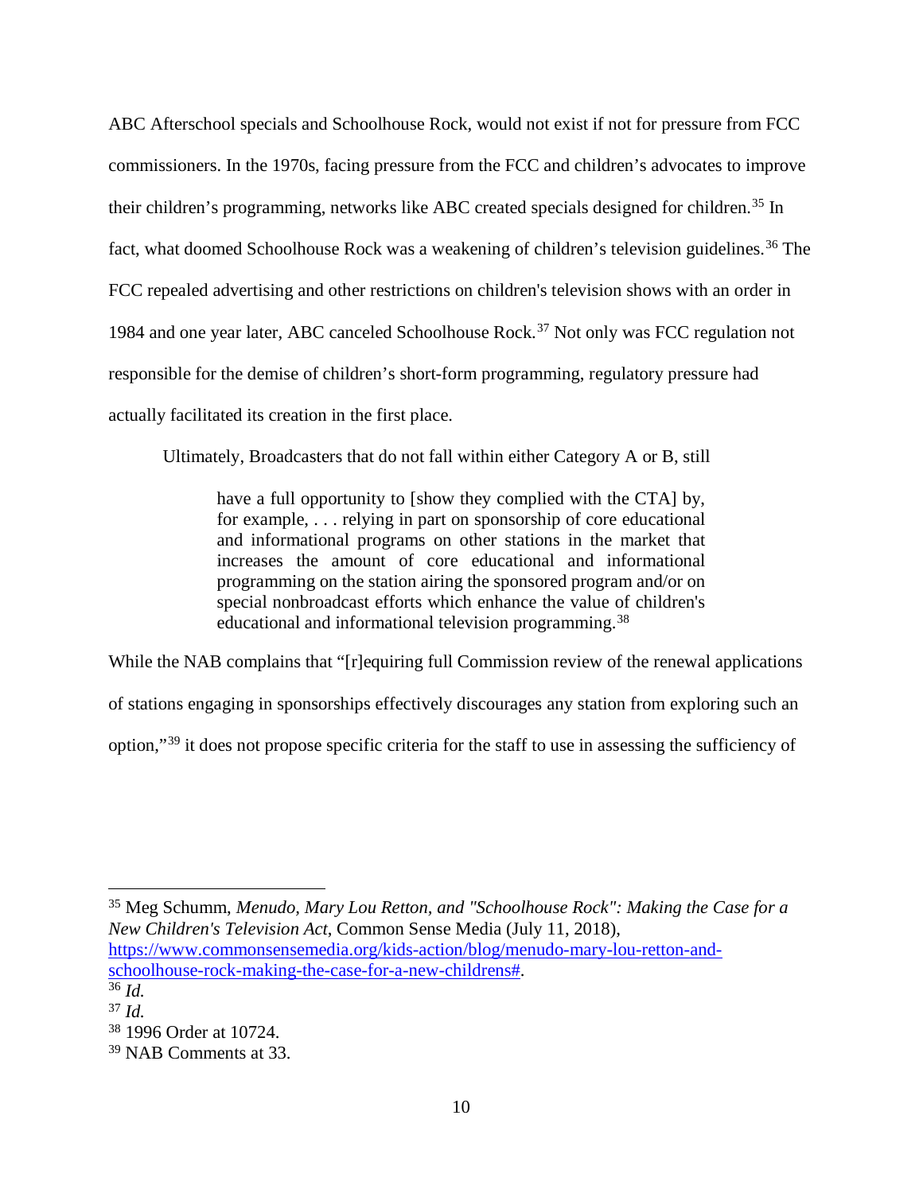ABC Afterschool specials and Schoolhouse Rock, would not exist if not for pressure from FCC commissioners. In the 1970s, facing pressure from the FCC and children's advocates to improve their children's programming, networks like ABC created specials designed for children.[35] In fact, what doomed Schoolhouse Rock was a weakening of children's television guidelines.[36] The FCC repealed advertising and other restrictions on children's television shows with an order in 1984 and one year later, ABC canceled Schoolhouse Rock.[37] Not only was FCC regulation not responsible for the demise of children's short-form programming, regulatory pressure had actually facilitated its creation in the first place.

Ultimately, Broadcasters that do not fall within either Category A or B, still

> have a full opportunity to [show they complied with the CTA] by, for example, . . . relying in part on sponsorship of core educational and informational programs on other stations in the market that increases the amount of core educational and informational programming on the station airing the sponsored program and/or on special nonbroadcast efforts which enhance the value of children's educational and informational television programming.[38]

While the NAB complains that "[r]equiring full Commission review of the renewal applications of stations engaging in sponsorships effectively discourages any station from exploring such an option,"[39] it does not propose specific criteria for the staff to use in assessing the sufficiency of

---

[35] Meg Schumm, *Menudo, Mary Lou Retton, and "Schoolhouse Rock": Making the Case for a New Children's Television Act*, Common Sense Media (July 11, 2018), https://www.commonsensemedia.org/kids-action/blog/menudo-mary-lou-retton-and-schoolhouse-rock-making-the-case-for-a-new-childrens#.

[36] *Id.*

[37] *Id.*

[38] 1996 Order at 10724.

[39] NAB Comments at 33.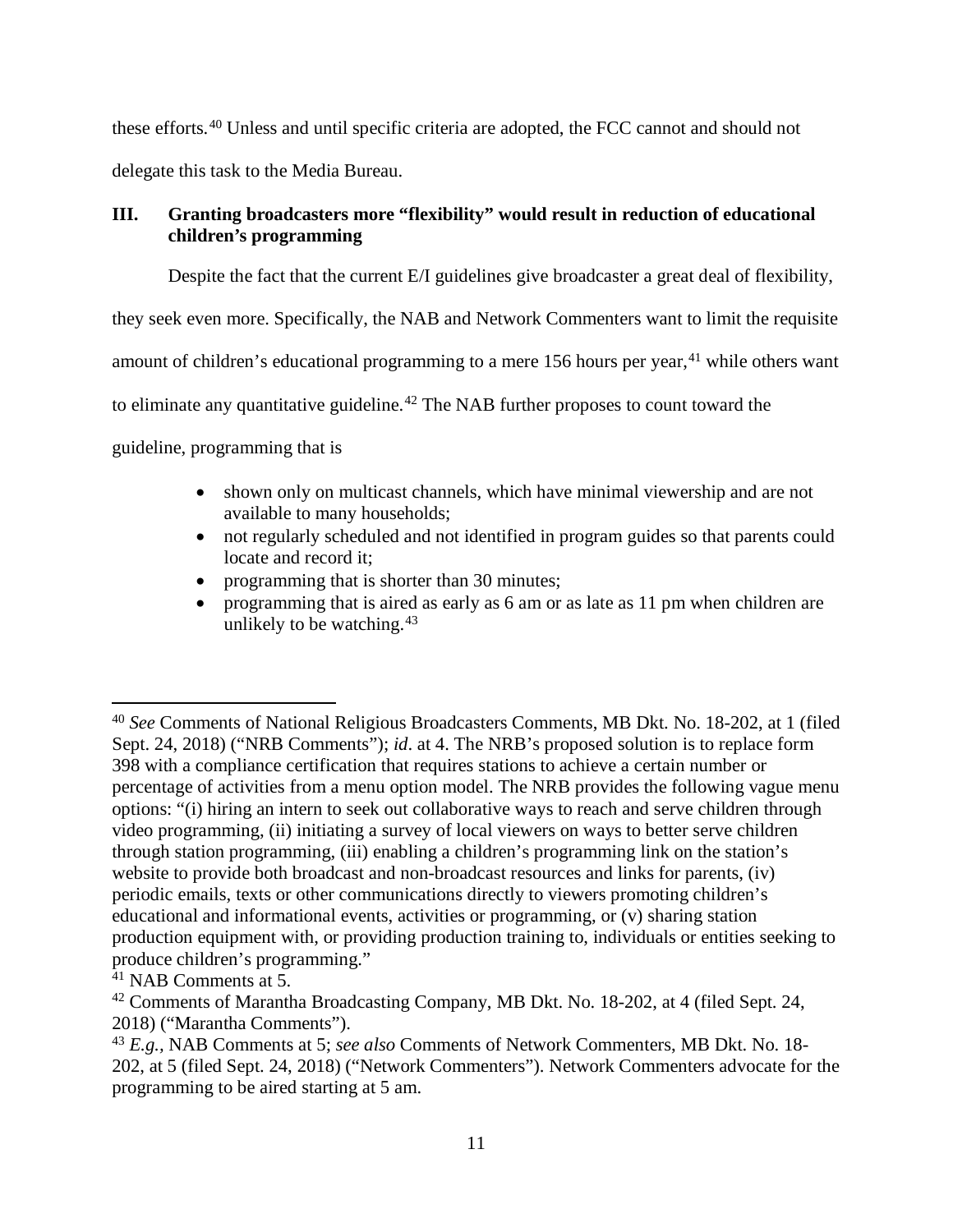these efforts.[40] Unless and until specific criteria are adopted, the FCC cannot and should not delegate this task to the Media Bureau.

## III. Granting broadcasters more "flexibility" would result in reduction of educational children's programming

Despite the fact that the current E/I guidelines give broadcaster a great deal of flexibility, they seek even more. Specifically, the NAB and Network Commenters want to limit the requisite amount of children's educational programming to a mere 156 hours per year,[41] while others want to eliminate any quantitative guideline.[42] The NAB further proposes to count toward the guideline, programming that is

- shown only on multicast channels, which have minimal viewership and are not available to many households;
- not regularly scheduled and not identified in program guides so that parents could locate and record it;
- programming that is shorter than 30 minutes;
- programming that is aired as early as 6 am or as late as 11 pm when children are unlikely to be watching.[43]

---

[40] *See* Comments of National Religious Broadcasters Comments, MB Dkt. No. 18-202, at 1 (filed Sept. 24, 2018) ("NRB Comments"); *id*. at 4. The NRB's proposed solution is to replace form 398 with a compliance certification that requires stations to achieve a certain number or percentage of activities from a menu option model. The NRB provides the following vague menu options: "(i) hiring an intern to seek out collaborative ways to reach and serve children through video programming, (ii) initiating a survey of local viewers on ways to better serve children through station programming, (iii) enabling a children's programming link on the station's website to provide both broadcast and non-broadcast resources and links for parents, (iv) periodic emails, texts or other communications directly to viewers promoting children's educational and informational events, activities or programming, or (v) sharing station production equipment with, or providing production training to, individuals or entities seeking to produce children's programming."

[41] NAB Comments at 5.

[42] Comments of Marantha Broadcasting Company, MB Dkt. No. 18-202, at 4 (filed Sept. 24, 2018) ("Marantha Comments").

[43] *E.g.*, NAB Comments at 5; *see also* Comments of Network Commenters, MB Dkt. No. 18-202, at 5 (filed Sept. 24, 2018) ("Network Commenters"). Network Commenters advocate for the programming to be aired starting at 5 am.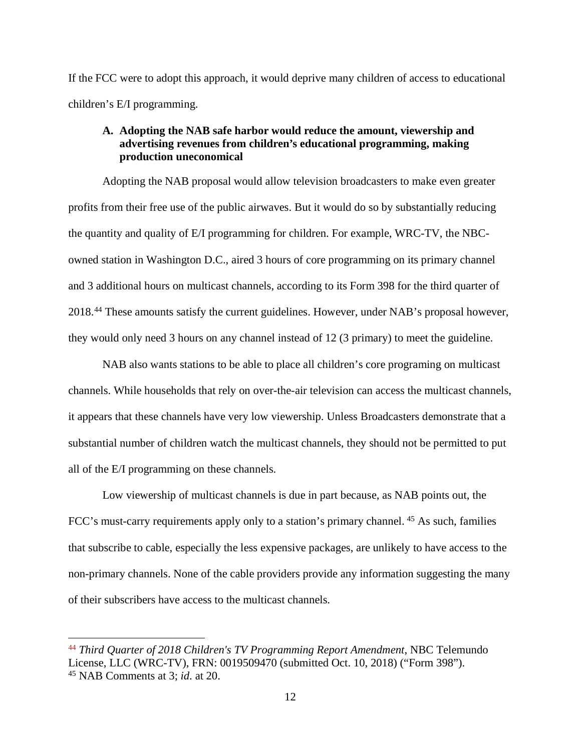If the FCC were to adopt this approach, it would deprive many children of access to educational children's E/I programming.

### A. Adopting the NAB safe harbor would reduce the amount, viewership and advertising revenues from children's educational programming, making production uneconomical

Adopting the NAB proposal would allow television broadcasters to make even greater profits from their free use of the public airwaves. But it would do so by substantially reducing the quantity and quality of E/I programming for children. For example, WRC-TV, the NBC-owned station in Washington D.C., aired 3 hours of core programming on its primary channel and 3 additional hours on multicast channels, according to its Form 398 for the third quarter of 2018.[44] These amounts satisfy the current guidelines. However, under NAB's proposal however, they would only need 3 hours on any channel instead of 12 (3 primary) to meet the guideline.

NAB also wants stations to be able to place all children's core programing on multicast channels. While households that rely on over-the-air television can access the multicast channels, it appears that these channels have very low viewership. Unless Broadcasters demonstrate that a substantial number of children watch the multicast channels, they should not be permitted to put all of the E/I programming on these channels.

Low viewership of multicast channels is due in part because, as NAB points out, the FCC's must-carry requirements apply only to a station's primary channel. [45] As such, families that subscribe to cable, especially the less expensive packages, are unlikely to have access to the non-primary channels. None of the cable providers provide any information suggesting the many of their subscribers have access to the multicast channels.

---

[44] *Third Quarter of 2018 Children's TV Programming Report Amendment*, NBC Telemundo License, LLC (WRC-TV), FRN: 0019509470 (submitted Oct. 10, 2018) ("Form 398").

[45] NAB Comments at 3; *id.* at 20.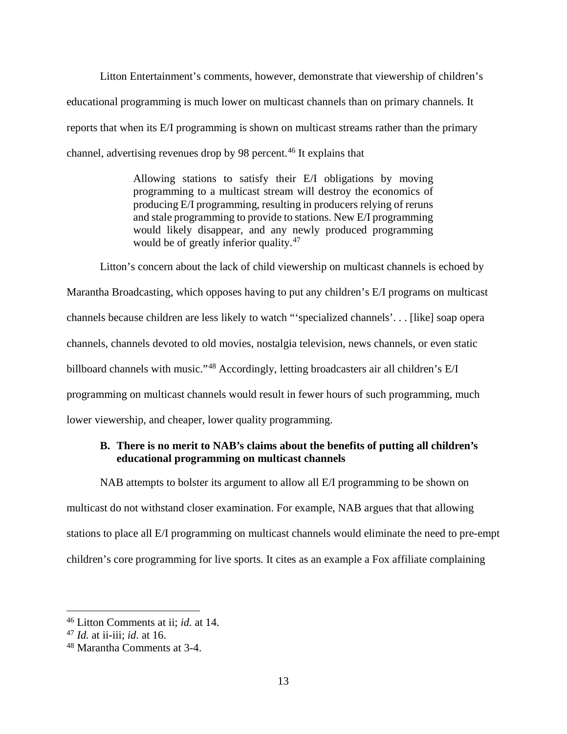Litton Entertainment's comments, however, demonstrate that viewership of children's educational programming is much lower on multicast channels than on primary channels. It reports that when its E/I programming is shown on multicast streams rather than the primary channel, advertising revenues drop by 98 percent.[46] It explains that

> Allowing stations to satisfy their E/I obligations by moving programming to a multicast stream will destroy the economics of producing E/I programming, resulting in producers relying of reruns and stale programming to provide to stations. New E/I programming would likely disappear, and any newly produced programming would be of greatly inferior quality.[47]

Litton's concern about the lack of child viewership on multicast channels is echoed by Marantha Broadcasting, which opposes having to put any children's E/I programs on multicast channels because children are less likely to watch "'specialized channels'. . . [like] soap opera channels, channels devoted to old movies, nostalgia television, news channels, or even static billboard channels with music."[48] Accordingly, letting broadcasters air all children's E/I programming on multicast channels would result in fewer hours of such programming, much lower viewership, and cheaper, lower quality programming.

### B. There is no merit to NAB's claims about the benefits of putting all children's educational programming on multicast channels

NAB attempts to bolster its argument to allow all E/I programming to be shown on multicast do not withstand closer examination. For example, NAB argues that that allowing stations to place all E/I programming on multicast channels would eliminate the need to pre-empt children's core programming for live sports. It cites as an example a Fox affiliate complaining

---

[46] Litton Comments at ii; *id.* at 14.

[47] *Id.* at ii-iii; *id*. at 16.

[48] Marantha Comments at 3-4.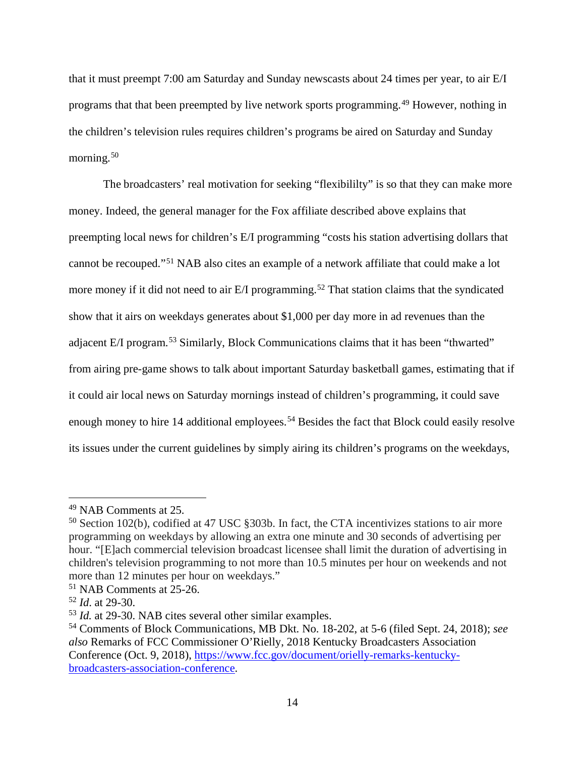that it must preempt 7:00 am Saturday and Sunday newscasts about 24 times per year, to air E/I programs that that been preempted by live network sports programming.[49] However, nothing in the children's television rules requires children's programs be aired on Saturday and Sunday morning.[50]

The broadcasters' real motivation for seeking "flexibililty" is so that they can make more money. Indeed, the general manager for the Fox affiliate described above explains that preempting local news for children's E/I programming "costs his station advertising dollars that cannot be recouped."[51] NAB also cites an example of a network affiliate that could make a lot more money if it did not need to air E/I programming.[52] That station claims that the syndicated show that it airs on weekdays generates about $1,000 per day more in ad revenues than the adjacent E/I program.[53] Similarly, Block Communications claims that it has been "thwarted" from airing pre-game shows to talk about important Saturday basketball games, estimating that if it could air local news on Saturday mornings instead of children's programming, it could save enough money to hire 14 additional employees.[54] Besides the fact that Block could easily resolve its issues under the current guidelines by simply airing its children's programs on the weekdays,

---

[49] NAB Comments at 25.

[50] Section 102(b), codified at 47 USC §303b. In fact, the CTA incentivizes stations to air more programming on weekdays by allowing an extra one minute and 30 seconds of advertising per hour. "[E]ach commercial television broadcast licensee shall limit the duration of advertising in children's television programming to not more than 10.5 minutes per hour on weekends and not more than 12 minutes per hour on weekdays."

[51] NAB Comments at 25-26.

[52] *Id*. at 29-30.

[53] *Id.* at 29-30. NAB cites several other similar examples.

[54] Comments of Block Communications, MB Dkt. No. 18-202, at 5-6 (filed Sept. 24, 2018); *see also* Remarks of FCC Commissioner O'Rielly, 2018 Kentucky Broadcasters Association Conference (Oct. 9, 2018), [https://www.fcc.gov/document/orielly-remarks-kentucky-broadcasters-association-conference](https://www.fcc.gov/document/orielly-remarks-kentucky-broadcasters-association-conference).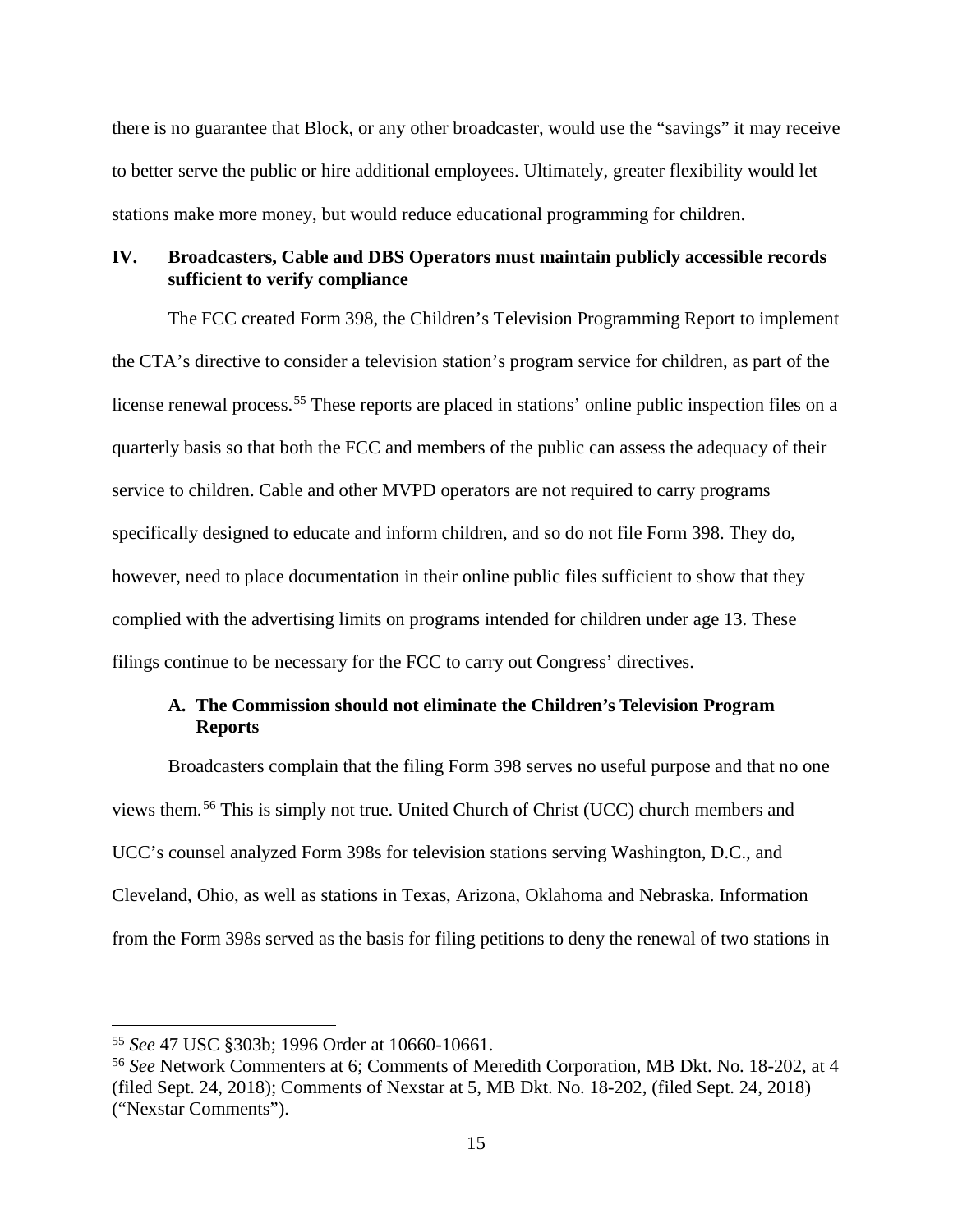there is no guarantee that Block, or any other broadcaster, would use the "savings" it may receive to better serve the public or hire additional employees. Ultimately, greater flexibility would let stations make more money, but would reduce educational programming for children.

## IV. Broadcasters, Cable and DBS Operators must maintain publicly accessible records sufficient to verify compliance

The FCC created Form 398, the Children's Television Programming Report to implement the CTA's directive to consider a television station's program service for children, as part of the license renewal process.[55] These reports are placed in stations' online public inspection files on a quarterly basis so that both the FCC and members of the public can assess the adequacy of their service to children. Cable and other MVPD operators are not required to carry programs specifically designed to educate and inform children, and so do not file Form 398. They do, however, need to place documentation in their online public files sufficient to show that they complied with the advertising limits on programs intended for children under age 13. These filings continue to be necessary for the FCC to carry out Congress' directives.

### A. The Commission should not eliminate the Children's Television Program Reports

Broadcasters complain that the filing Form 398 serves no useful purpose and that no one views them.[56] This is simply not true. United Church of Christ (UCC) church members and UCC's counsel analyzed Form 398s for television stations serving Washington, D.C., and Cleveland, Ohio, as well as stations in Texas, Arizona, Oklahoma and Nebraska. Information from the Form 398s served as the basis for filing petitions to deny the renewal of two stations in

---

[55] *See* 47 USC §303b; 1996 Order at 10660-10661.

[56] *See* Network Commenters at 6; Comments of Meredith Corporation, MB Dkt. No. 18-202, at 4 (filed Sept. 24, 2018); Comments of Nexstar at 5, MB Dkt. No. 18-202, (filed Sept. 24, 2018) ("Nexstar Comments").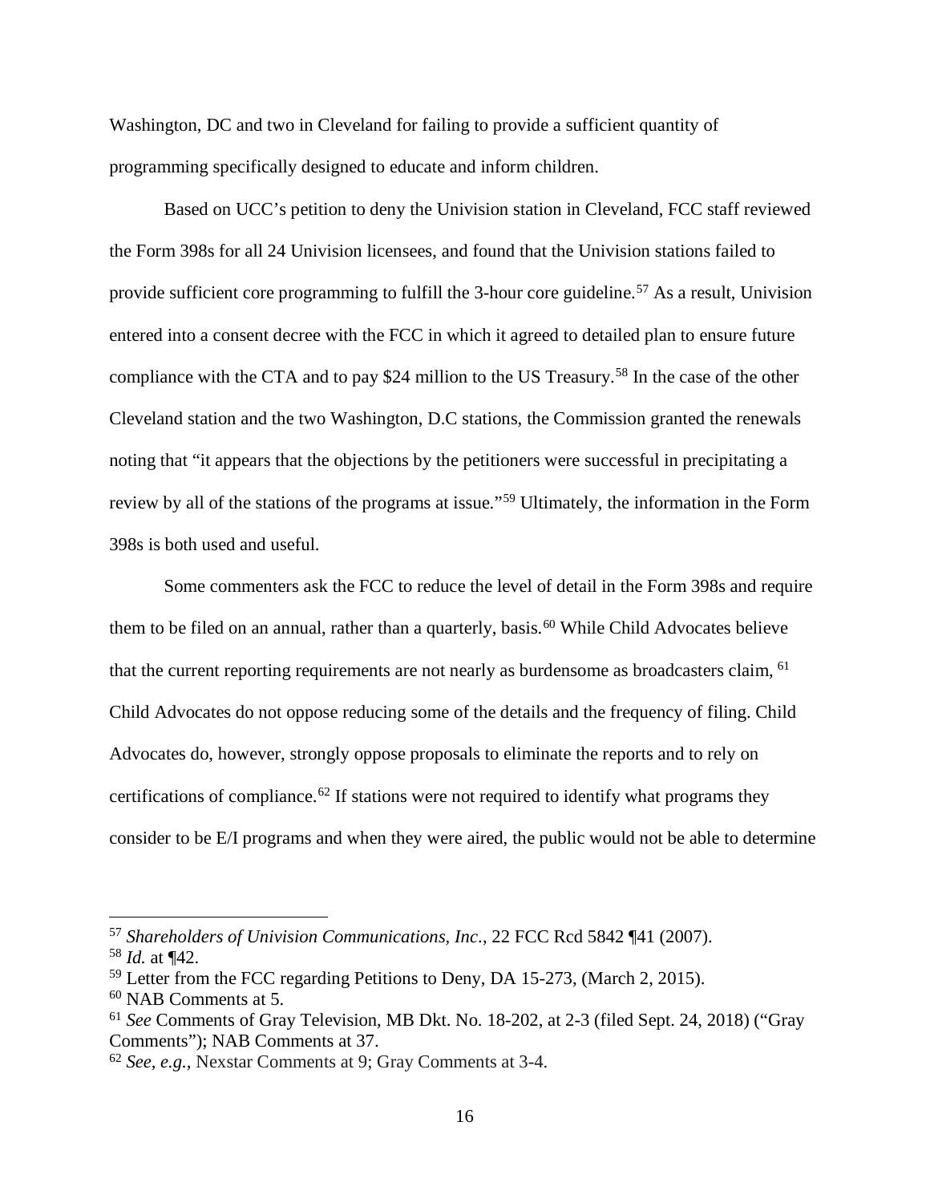Washington, DC and two in Cleveland for failing to provide a sufficient quantity of programming specifically designed to educate and inform children.

Based on UCC's petition to deny the Univision station in Cleveland, FCC staff reviewed the Form 398s for all 24 Univision licensees, and found that the Univision stations failed to provide sufficient core programming to fulfill the 3-hour core guideline.[57] As a result, Univision entered into a consent decree with the FCC in which it agreed to detailed plan to ensure future compliance with the CTA and to pay $24 million to the US Treasury.[58] In the case of the other Cleveland station and the two Washington, D.C stations, the Commission granted the renewals noting that "it appears that the objections by the petitioners were successful in precipitating a review by all of the stations of the programs at issue."[59] Ultimately, the information in the Form 398s is both used and useful.

Some commenters ask the FCC to reduce the level of detail in the Form 398s and require them to be filed on an annual, rather than a quarterly, basis.[60] While Child Advocates believe that the current reporting requirements are not nearly as burdensome as broadcasters claim, [61] Child Advocates do not oppose reducing some of the details and the frequency of filing. Child Advocates do, however, strongly oppose proposals to eliminate the reports and to rely on certifications of compliance.[62] If stations were not required to identify what programs they consider to be E/I programs and when they were aired, the public would not be able to determine

---

[57] *Shareholders of Univision Communications, Inc*., 22 FCC Rcd 5842 ¶41 (2007).

[58] *Id.* at ¶42.

[59] Letter from the FCC regarding Petitions to Deny, DA 15-273, (March 2, 2015).

[60] NAB Comments at 5.

[61] *See* Comments of Gray Television, MB Dkt. No. 18-202, at 2-3 (filed Sept. 24, 2018) ("Gray Comments"); NAB Comments at 37.

[62] *See, e.g.*, Nexstar Comments at 9; Gray Comments at 3-4.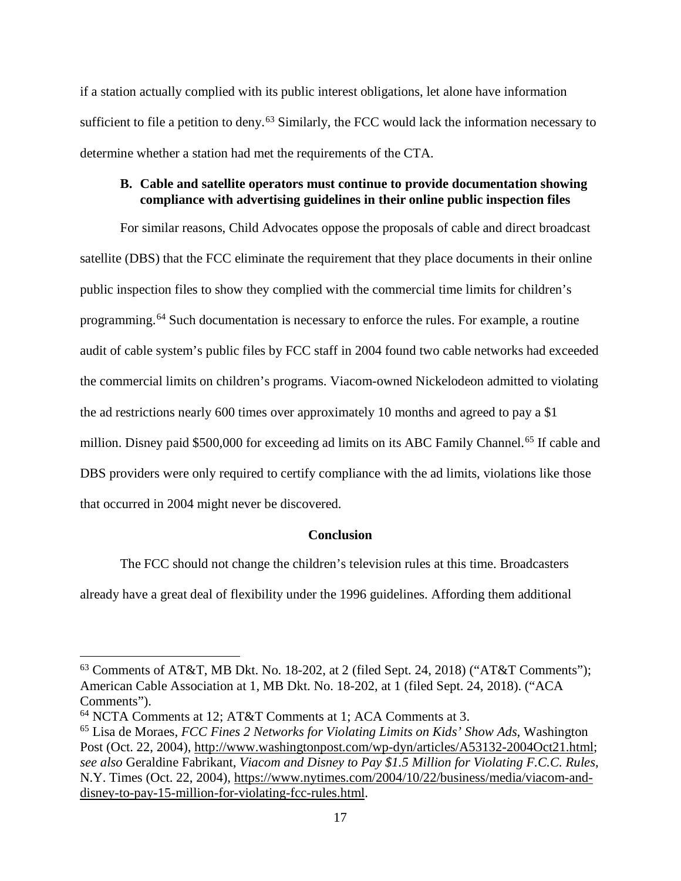if a station actually complied with its public interest obligations, let alone have information sufficient to file a petition to deny.[63] Similarly, the FCC would lack the information necessary to determine whether a station had met the requirements of the CTA.

### B. Cable and satellite operators must continue to provide documentation showing compliance with advertising guidelines in their online public inspection files

For similar reasons, Child Advocates oppose the proposals of cable and direct broadcast satellite (DBS) that the FCC eliminate the requirement that they place documents in their online public inspection files to show they complied with the commercial time limits for children's programming.[64] Such documentation is necessary to enforce the rules. For example, a routine audit of cable system's public files by FCC staff in 2004 found two cable networks had exceeded the commercial limits on children's programs. Viacom-owned Nickelodeon admitted to violating the ad restrictions nearly 600 times over approximately 10 months and agreed to pay a $1 million. Disney paid $500,000 for exceeding ad limits on its ABC Family Channel.[65] If cable and DBS providers were only required to certify compliance with the ad limits, violations like those that occurred in 2004 might never be discovered.

## Conclusion

The FCC should not change the children's television rules at this time. Broadcasters already have a great deal of flexibility under the 1996 guidelines. Affording them additional

---

[63] Comments of AT&T, MB Dkt. No. 18-202, at 2 (filed Sept. 24, 2018) ("AT&T Comments"); American Cable Association at 1, MB Dkt. No. 18-202, at 1 (filed Sept. 24, 2018). ("ACA Comments").

[64] NCTA Comments at 12; AT&T Comments at 1; ACA Comments at 3.

[65] Lisa de Moraes, *FCC Fines 2 Networks for Violating Limits on Kids' Show Ads*, Washington Post (Oct. 22, 2004), http://www.washingtonpost.com/wp-dyn/articles/A53132-2004Oct21.html; *see also* Geraldine Fabrikant, *Viacom and Disney to Pay $1.5 Million for Violating F.C.C. Rules*, N.Y. Times (Oct. 22, 2004), https://www.nytimes.com/2004/10/22/business/media/viacom-and-disney-to-pay-15-million-for-violating-fcc-rules.html.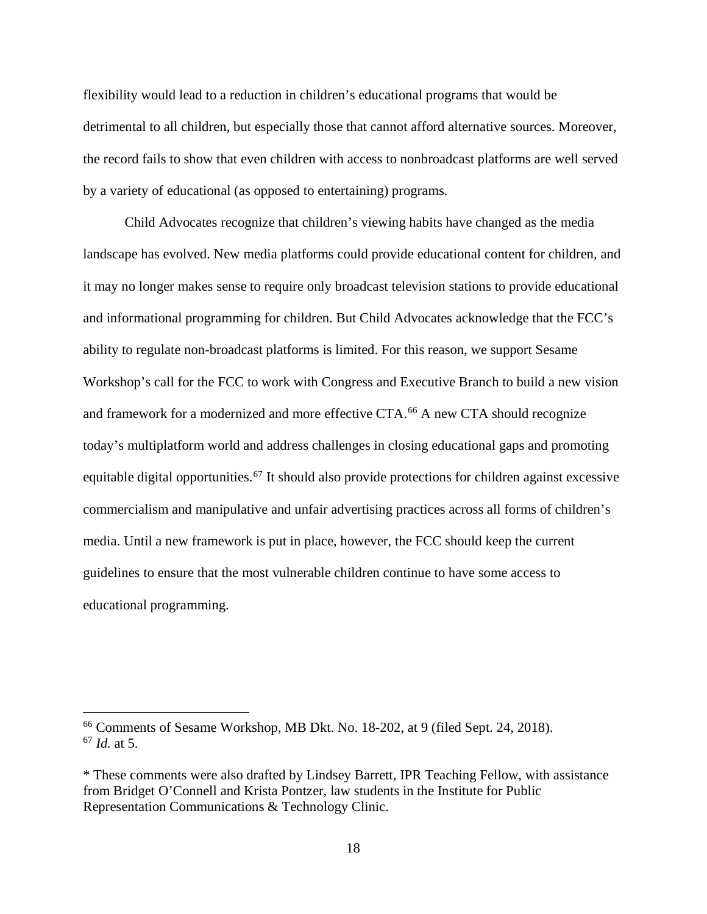flexibility would lead to a reduction in children's educational programs that would be detrimental to all children, but especially those that cannot afford alternative sources. Moreover, the record fails to show that even children with access to nonbroadcast platforms are well served by a variety of educational (as opposed to entertaining) programs.

Child Advocates recognize that children's viewing habits have changed as the media landscape has evolved. New media platforms could provide educational content for children, and it may no longer makes sense to require only broadcast television stations to provide educational and informational programming for children. But Child Advocates acknowledge that the FCC's ability to regulate non-broadcast platforms is limited. For this reason, we support Sesame Workshop's call for the FCC to work with Congress and Executive Branch to build a new vision and framework for a modernized and more effective CTA.[66] A new CTA should recognize today's multiplatform world and address challenges in closing educational gaps and promoting equitable digital opportunities.[67] It should also provide protections for children against excessive commercialism and manipulative and unfair advertising practices across all forms of children's media. Until a new framework is put in place, however, the FCC should keep the current guidelines to ensure that the most vulnerable children continue to have some access to educational programming.

---

[66] Comments of Sesame Workshop, MB Dkt. No. 18-202, at 9 (filed Sept. 24, 2018).
[67] *Id.* at 5.

* These comments were also drafted by Lindsey Barrett, IPR Teaching Fellow, with assistance from Bridget O'Connell and Krista Pontzer, law students in the Institute for Public Representation Communications & Technology Clinic.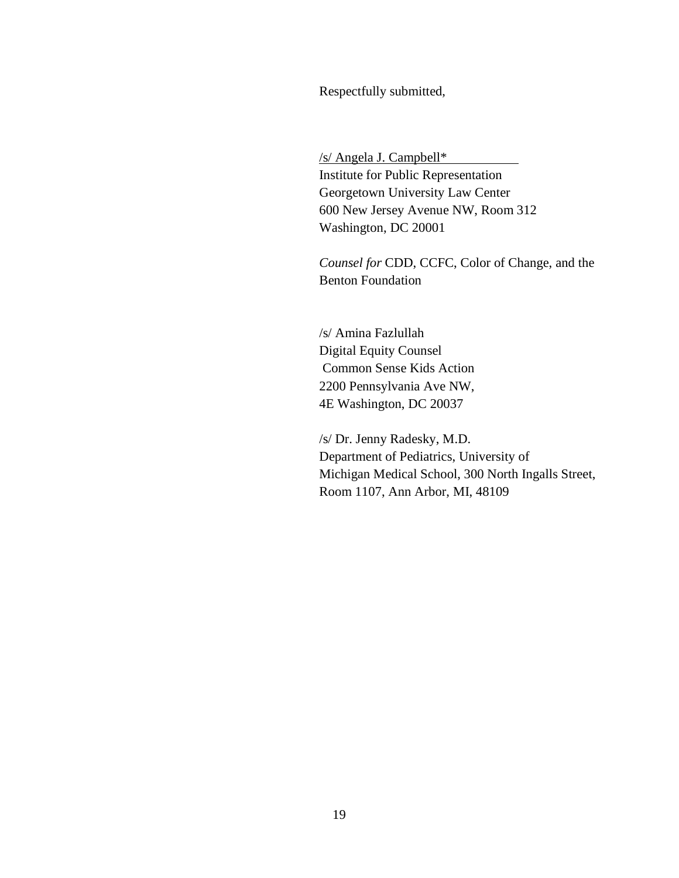Respectfully submitted,

/s/ Angela J. Campbell*
Institute for Public Representation
Georgetown University Law Center
600 New Jersey Avenue NW, Room 312
Washington, DC 20001

*Counsel for* CDD, CCFC, Color of Change, and the Benton Foundation

/s/ Amina Fazlullah
Digital Equity Counsel
Common Sense Kids Action
2200 Pennsylvania Ave NW,
4E Washington, DC 20037

/s/ Dr. Jenny Radesky, M.D.
Department of Pediatrics, University of
Michigan Medical School, 300 North Ingalls Street,
Room 1107, Ann Arbor, MI, 48109